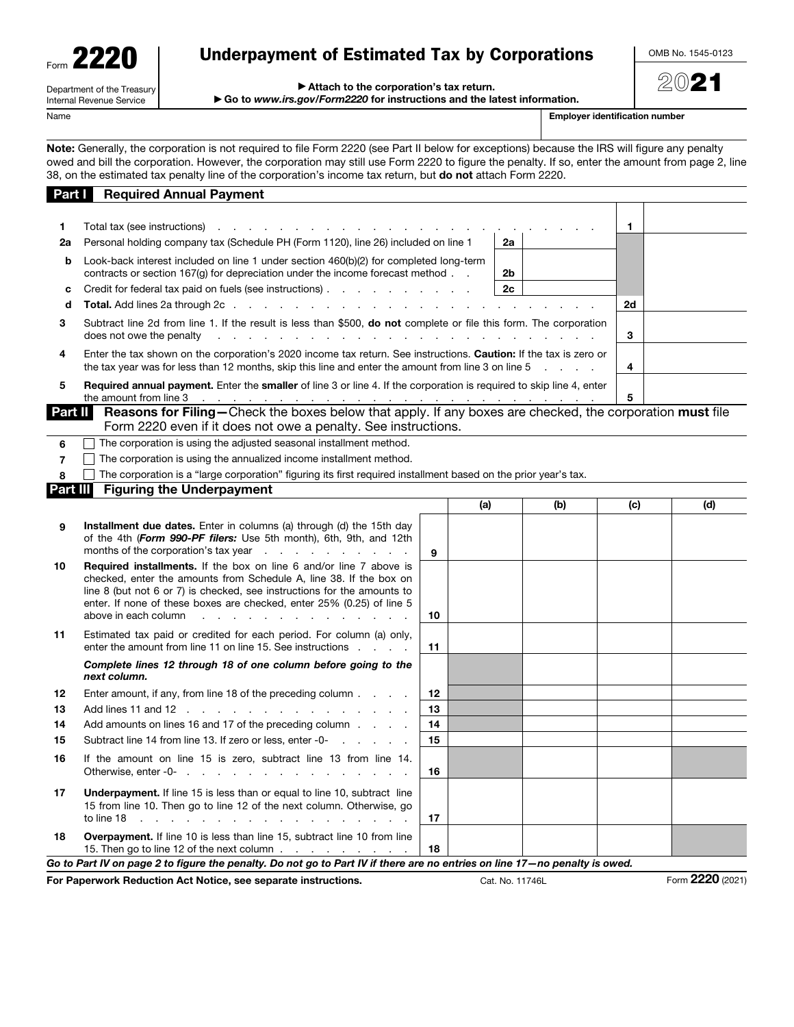Form **2220**

Department of the Treasury
Internal Revenue Service

# Underpayment of Estimated Tax by Corporations

▶ Attach to the corporation's tax return.
▶ Go to *www.irs.gov/Form2220* for instructions and the latest information.

OMB No. 1545-0123

2021

Name | Employer identification number

**Note:** Generally, the corporation is not required to file Form 2220 (see Part II below for exceptions) because the IRS will figure any penalty owed and bill the corporation. However, the corporation may still use Form 2220 to figure the penalty. If so, enter the amount from page 2, line 38, on the estimated tax penalty line of the corporation's income tax return, but **do not** attach Form 2220.

## Part I Required Annual Payment

| Line | Description | | | | |
|---|---|---|---|---|---|
| 1 | Total tax (see instructions) | | | 1 | |
| 2a | Personal holding company tax (Schedule PH (Form 1120), line 26) included on line 1 | 2a | | | |
| b | Look-back interest included on line 1 under section 460(b)(2) for completed long-term contracts or section 167(g) for depreciation under the income forecast method | 2b | | | |
| c | Credit for federal tax paid on fuels (see instructions) | 2c | | | |
| d | **Total.** Add lines 2a through 2c | | | 2d | |
| 3 | Subtract line 2d from line 1. If the result is less than $500, **do not** complete or file this form. The corporation does not owe the penalty | | | 3 | |
| 4 | Enter the tax shown on the corporation's 2020 income tax return. See instructions. **Caution:** If the tax is zero or the tax year was for less than 12 months, skip this line and enter the amount from line 3 on line 5 | | | 4 | |
| 5 | **Required annual payment.** Enter the **smaller** of line 3 or line 4. If the corporation is required to skip line 4, enter the amount from line 3 | | | 5 | |

## Part II Reasons for Filing—Check the boxes below that apply. If any boxes are checked, the corporation **must** file Form 2220 even if it does not owe a penalty. See instructions.

6 ☐ The corporation is using the adjusted seasonal installment method.

7 ☐ The corporation is using the annualized income installment method.

8 ☐ The corporation is a "large corporation" figuring its first required installment based on the prior year's tax.

## Part III Figuring the Underpayment

| Line | Description | | (a) | (b) | (c) | (d) |
|---|---|---|---|---|---|---|
| 9 | **Installment due dates.** Enter in columns (a) through (d) the 15th day of the 4th (***Form 990-PF filers:*** Use 5th month), 6th, 9th, and 12th months of the corporation's tax year | 9 | | | | |
| 10 | **Required installments.** If the box on line 6 and/or line 7 above is checked, enter the amounts from Schedule A, line 38. If the box on line 8 (but not 6 or 7) is checked, see instructions for the amounts to enter. If none of these boxes are checked, enter 25% (0.25) of line 5 above in each column | 10 | | | | |
| 11 | Estimated tax paid or credited for each period. For column (a) only, enter the amount from line 11 on line 15. See instructions | 11 | | | | |
| | ***Complete lines 12 through 18 of one column before going to the next column.*** | | | | | |
| 12 | Enter amount, if any, from line 18 of the preceding column | 12 | | | | |
| 13 | Add lines 11 and 12 | 13 | | | | |
| 14 | Add amounts on lines 16 and 17 of the preceding column | 14 | | | | |
| 15 | Subtract line 14 from line 13. If zero or less, enter -0- | 15 | | | | |
| 16 | If the amount on line 15 is zero, subtract line 13 from line 14. Otherwise, enter -0- | 16 | | | | |
| 17 | **Underpayment.** If line 15 is less than or equal to line 10, subtract line 15 from line 10. Then go to line 12 of the next column. Otherwise, go to line 18 | 17 | | | | |
| 18 | **Overpayment.** If line 10 is less than line 15, subtract line 10 from line 15. Then go to line 12 of the next column | 18 | | | | |

***Go to Part IV on page 2 to figure the penalty. Do not go to Part IV if there are no entries on line 17—no penalty is owed.***

**For Paperwork Reduction Act Notice, see separate instructions.** Cat. No. 11746L Form **2220** (2021)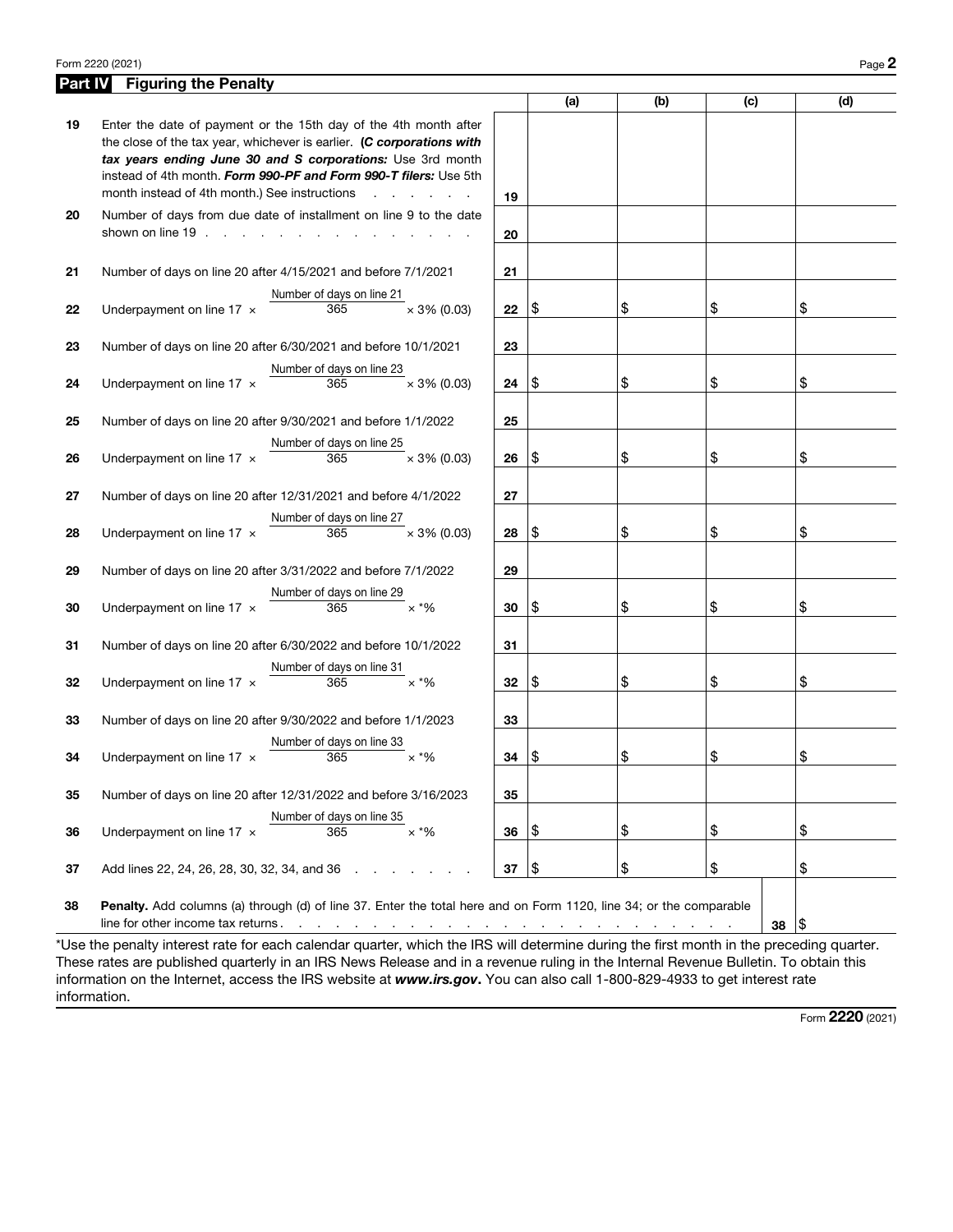## Part IV Figuring the Penalty

| | | | (a) | (b) | (c) | (d) |
|---|---|---|---|---|---|---|
| 19 | Enter the date of payment or the 15th day of the 4th month after the close of the tax year, whichever is earlier. **(*C corporations with tax years ending June 30 and S corporations:*** Use 3rd month instead of 4th month. ***Form 990-PF and Form 990-T filers:*** Use 5th month instead of 4th month.) See instructions | 19 | | | | |
| 20 | Number of days from due date of installment on line 9 to the date shown on line 19 | 20 | | | | |
| 21 | Number of days on line 20 after 4/15/2021 and before 7/1/2021 | 21 | | | | |
| 22 | Underpayment on line 17 × $\frac{\text{Number of days on line 21}}{365}$ × 3% (0.03) | 22 | $ | $ | $ | $ |
| 23 | Number of days on line 20 after 6/30/2021 and before 10/1/2021 | 23 | | | | |
| 24 | Underpayment on line 17 × $\frac{\text{Number of days on line 23}}{365}$ × 3% (0.03) | 24 | $ | $ | $ | $ |
| 25 | Number of days on line 20 after 9/30/2021 and before 1/1/2022 | 25 | | | | |
| 26 | Underpayment on line 17 × $\frac{\text{Number of days on line 25}}{365}$ × 3% (0.03) | 26 | $ | $ | $ | $ |
| 27 | Number of days on line 20 after 12/31/2021 and before 4/1/2022 | 27 | | | | |
| 28 | Underpayment on line 17 × $\frac{\text{Number of days on line 27}}{365}$ × 3% (0.03) | 28 | $ | $ | $ | $ |
| 29 | Number of days on line 20 after 3/31/2022 and before 7/1/2022 | 29 | | | | |
| 30 | Underpayment on line 17 × $\frac{\text{Number of days on line 29}}{365}$ × *% | 30 | $ | $ | $ | $ |
| 31 | Number of days on line 20 after 6/30/2022 and before 10/1/2022 | 31 | | | | |
| 32 | Underpayment on line 17 × $\frac{\text{Number of days on line 31}}{365}$ × *% | 32 | $ | $ | $ | $ |
| 33 | Number of days on line 20 after 9/30/2022 and before 1/1/2023 | 33 | | | | |
| 34 | Underpayment on line 17 × $\frac{\text{Number of days on line 33}}{365}$ × *% | 34 | $ | $ | $ | $ |
| 35 | Number of days on line 20 after 12/31/2022 and before 3/16/2023 | 35 | | | | |
| 36 | Underpayment on line 17 × $\frac{\text{Number of days on line 35}}{365}$ × *% | 36 | $ | $ | $ | $ |
| 37 | Add lines 22, 24, 26, 28, 30, 32, 34, and 36 | 37 | $ | $ | $ | $ |
| 38 | **Penalty.** Add columns (a) through (d) of line 37. Enter the total here and on Form 1120, line 34; or the comparable line for other income tax returns | 38 | | | | $ |

*Use the penalty interest rate for each calendar quarter, which the IRS will determine during the first month in the preceding quarter. These rates are published quarterly in an IRS News Release and in a revenue ruling in the Internal Revenue Bulletin. To obtain this information on the Internet, access the IRS website at ***www.irs.gov***. You can also call 1-800-829-4933 to get interest rate information.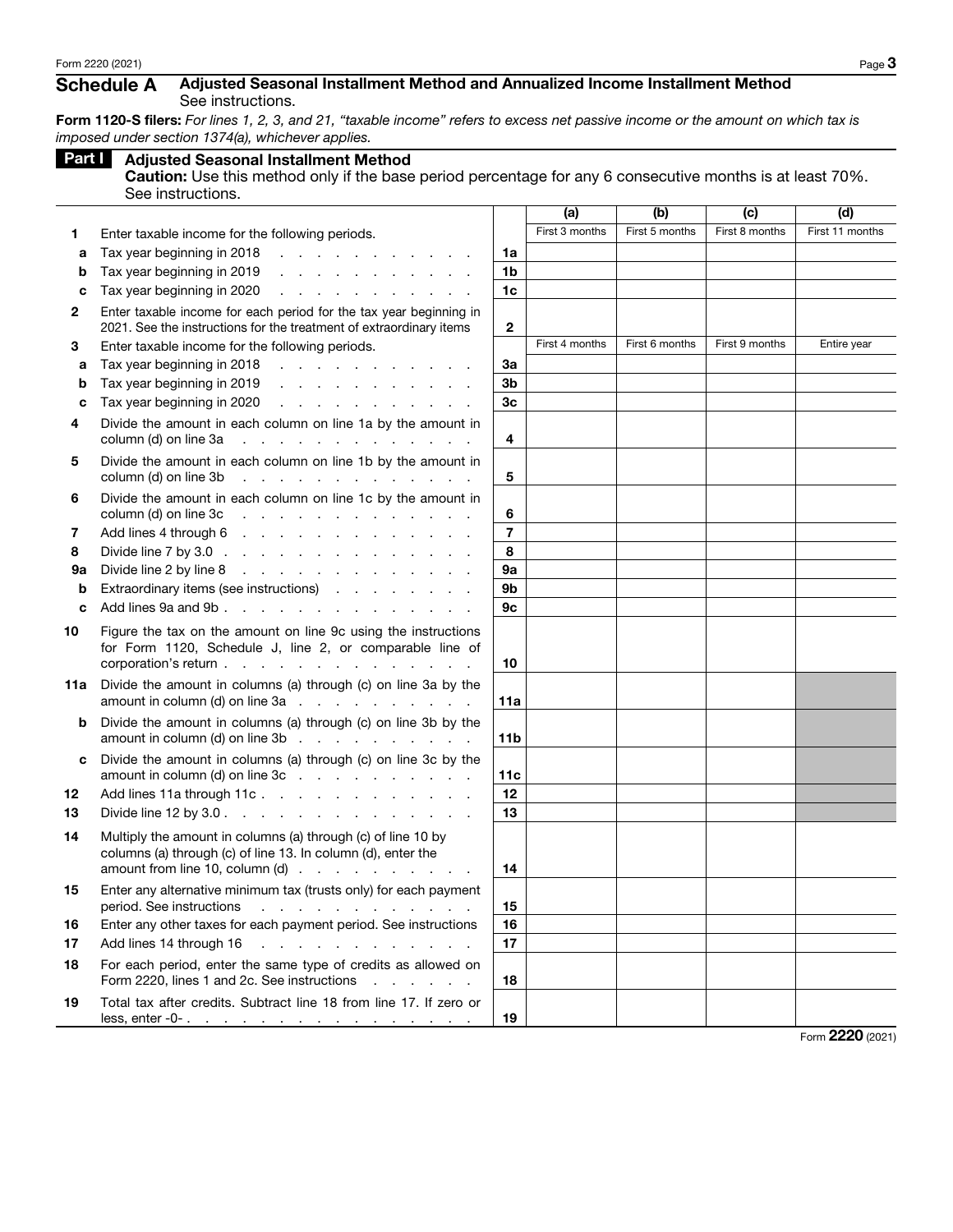## Schedule A Adjusted Seasonal Installment Method and Annualized Income Installment Method

See instructions.

**Form 1120-S filers:** *For lines 1, 2, 3, and 21, "taxable income" refers to excess net passive income or the amount on which tax is imposed under section 1374(a), whichever applies.*

### Part I Adjusted Seasonal Installment Method

**Caution:** Use this method only if the base period percentage for any 6 consecutive months is at least 70%. See instructions.

| | | | (a) | (b) | (c) | (d) |
|---|---|---|---|---|---|---|
| **1** | Enter taxable income for the following periods. | | First 3 months | First 5 months | First 8 months | First 11 months |
| **a** | Tax year beginning in 2018 | **1a** | | | | |
| **b** | Tax year beginning in 2019 | **1b** | | | | |
| **c** | Tax year beginning in 2020 | **1c** | | | | |
| **2** | Enter taxable income for each period for the tax year beginning in 2021. See the instructions for the treatment of extraordinary items | **2** | | | | |
| **3** | Enter taxable income for the following periods. | | First 4 months | First 6 months | First 9 months | Entire year |
| **a** | Tax year beginning in 2018 | **3a** | | | | |
| **b** | Tax year beginning in 2019 | **3b** | | | | |
| **c** | Tax year beginning in 2020 | **3c** | | | | |
| **4** | Divide the amount in each column on line 1a by the amount in column (d) on line 3a | **4** | | | | |
| **5** | Divide the amount in each column on line 1b by the amount in column (d) on line 3b | **5** | | | | |
| **6** | Divide the amount in each column on line 1c by the amount in column (d) on line 3c | **6** | | | | |
| **7** | Add lines 4 through 6 | **7** | | | | |
| **8** | Divide line 7 by 3.0 | **8** | | | | |
| **9a** | Divide line 2 by line 8 | **9a** | | | | |
| **b** | Extraordinary items (see instructions) | **9b** | | | | |
| **c** | Add lines 9a and 9b | **9c** | | | | |
| **10** | Figure the tax on the amount on line 9c using the instructions for Form 1120, Schedule J, line 2, or comparable line of corporation's return | **10** | | | | |
| **11a** | Divide the amount in columns (a) through (c) on line 3a by the amount in column (d) on line 3a | **11a** | | | | |
| **b** | Divide the amount in columns (a) through (c) on line 3b by the amount in column (d) on line 3b | **11b** | | | | |
| **c** | Divide the amount in columns (a) through (c) on line 3c by the amount in column (d) on line 3c | **11c** | | | | |
| **12** | Add lines 11a through 11c | **12** | | | | |
| **13** | Divide line 12 by 3.0 | **13** | | | | |
| **14** | Multiply the amount in columns (a) through (c) of line 10 by columns (a) through (c) of line 13. In column (d), enter the amount from line 10, column (d) | **14** | | | | |
| **15** | Enter any alternative minimum tax (trusts only) for each payment period. See instructions | **15** | | | | |
| **16** | Enter any other taxes for each payment period. See instructions | **16** | | | | |
| **17** | Add lines 14 through 16 | **17** | | | | |
| **18** | For each period, enter the same type of credits as allowed on Form 2220, lines 1 and 2c. See instructions | **18** | | | | |
| **19** | Total tax after credits. Subtract line 18 from line 17. If zero or less, enter -0- | **19** | | | | |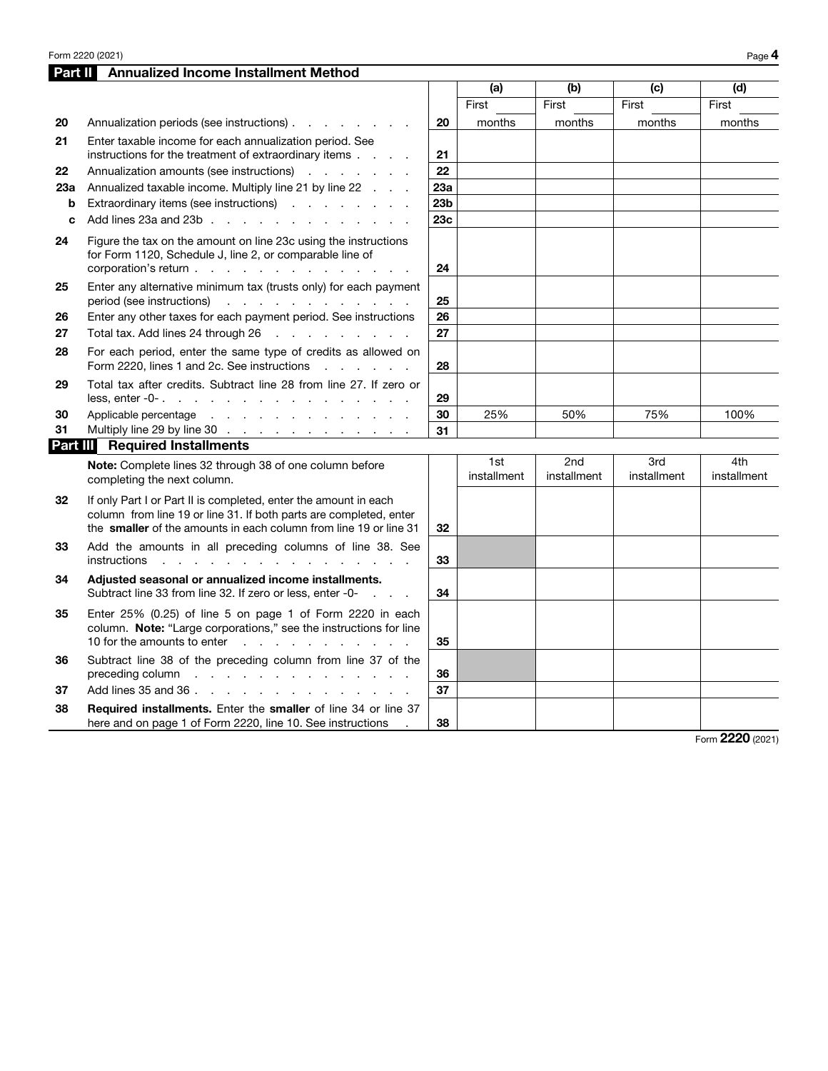## Part II Annualized Income Installment Method

| | | | (a) | (b) | (c) | (d) |
|---|---|---|---|---|---|---|
| 20 | Annualization periods (see instructions) | 20 | First ___ months | First ___ months | First ___ months | First ___ months |
| 21 | Enter taxable income for each annualization period. See instructions for the treatment of extraordinary items | 21 | | | | |
| 22 | Annualization amounts (see instructions) | 22 | | | | |
| 23a | Annualized taxable income. Multiply line 21 by line 22 | 23a | | | | |
| b | Extraordinary items (see instructions) | 23b | | | | |
| c | Add lines 23a and 23b | 23c | | | | |
| 24 | Figure the tax on the amount on line 23c using the instructions for Form 1120, Schedule J, line 2, or comparable line of corporation's return | 24 | | | | |
| 25 | Enter any alternative minimum tax (trusts only) for each payment period (see instructions) | 25 | | | | |
| 26 | Enter any other taxes for each payment period. See instructions | 26 | | | | |
| 27 | Total tax. Add lines 24 through 26 | 27 | | | | |
| 28 | For each period, enter the same type of credits as allowed on Form 2220, lines 1 and 2c. See instructions | 28 | | | | |
| 29 | Total tax after credits. Subtract line 28 from line 27. If zero or less, enter -0- | 29 | | | | |
| 30 | Applicable percentage | 30 | 25% | 50% | 75% | 100% |
| 31 | Multiply line 29 by line 30 | 31 | | | | |

## Part III Required Installments

| | | | 1st installment | 2nd installment | 3rd installment | 4th installment |
|---|---|---|---|---|---|---|
| | **Note:** Complete lines 32 through 38 of one column before completing the next column. | | | | | |
| 32 | If only Part I or Part II is completed, enter the amount in each column from line 19 or line 31. If both parts are completed, enter the **smaller** of the amounts in each column from line 19 or line 31 | 32 | | | | |
| 33 | Add the amounts in all preceding columns of line 38. See instructions | 33 | | | | |
| 34 | **Adjusted seasonal or annualized income installments.** Subtract line 33 from line 32. If zero or less, enter -0- | 34 | | | | |
| 35 | Enter 25% (0.25) of line 5 on page 1 of Form 2220 in each column. **Note:** "Large corporations," see the instructions for line 10 for the amounts to enter | 35 | | | | |
| 36 | Subtract line 38 of the preceding column from line 37 of the preceding column | 36 | | | | |
| 37 | Add lines 35 and 36 | 37 | | | | |
| 38 | **Required installments.** Enter the **smaller** of line 34 or line 37 here and on page 1 of Form 2220, line 10. See instructions | 38 | | | | |